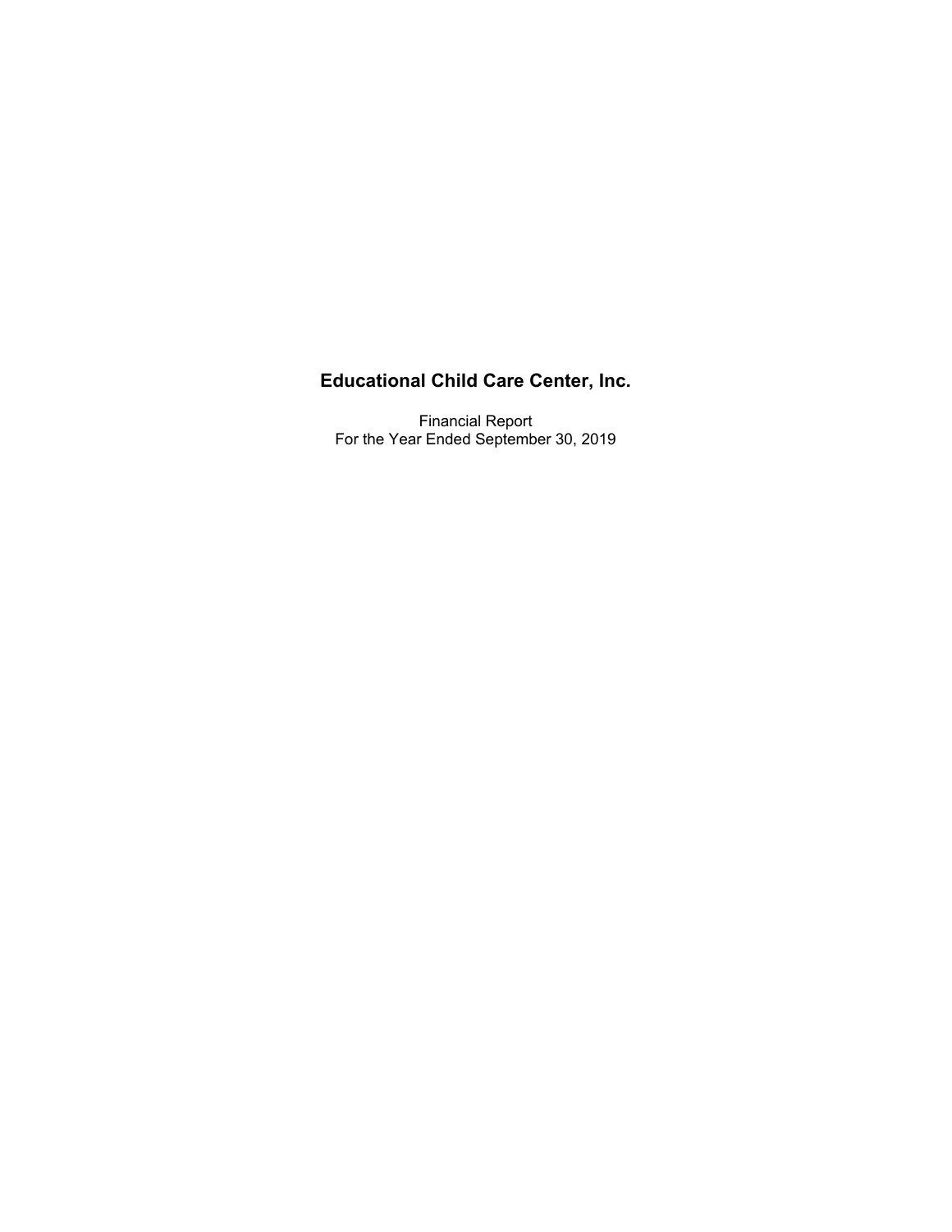# Educational Child Care Center, Inc.

Financial Report
For the Year Ended September 30, 2019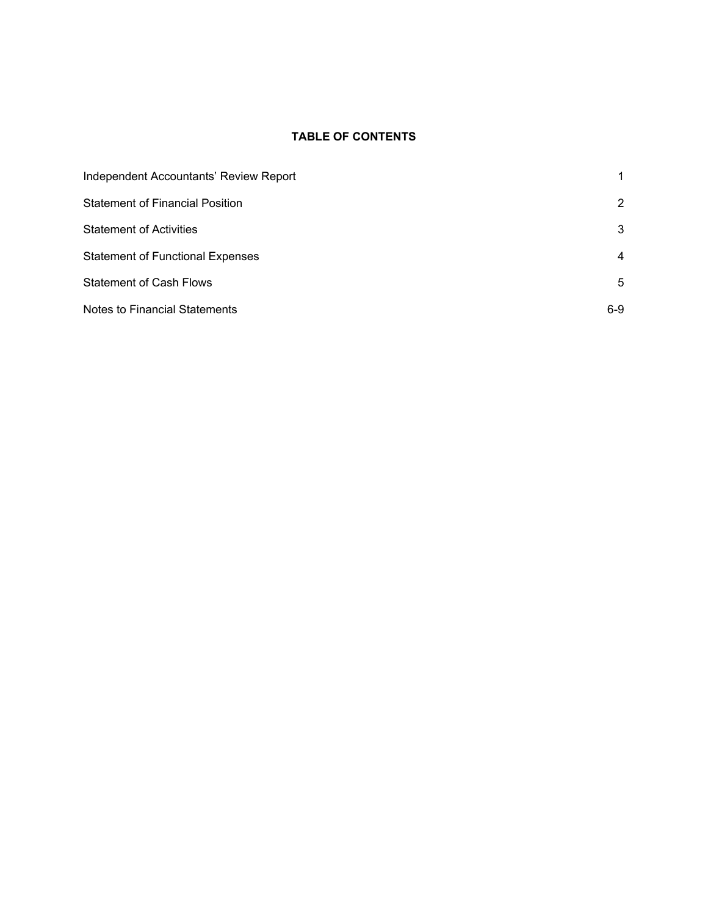## TABLE OF CONTENTS

| | |
|---|---|
| Independent Accountants' Review Report | 1 |
| Statement of Financial Position | 2 |
| Statement of Activities | 3 |
| Statement of Functional Expenses | 4 |
| Statement of Cash Flows | 5 |
| Notes to Financial Statements | 6-9 |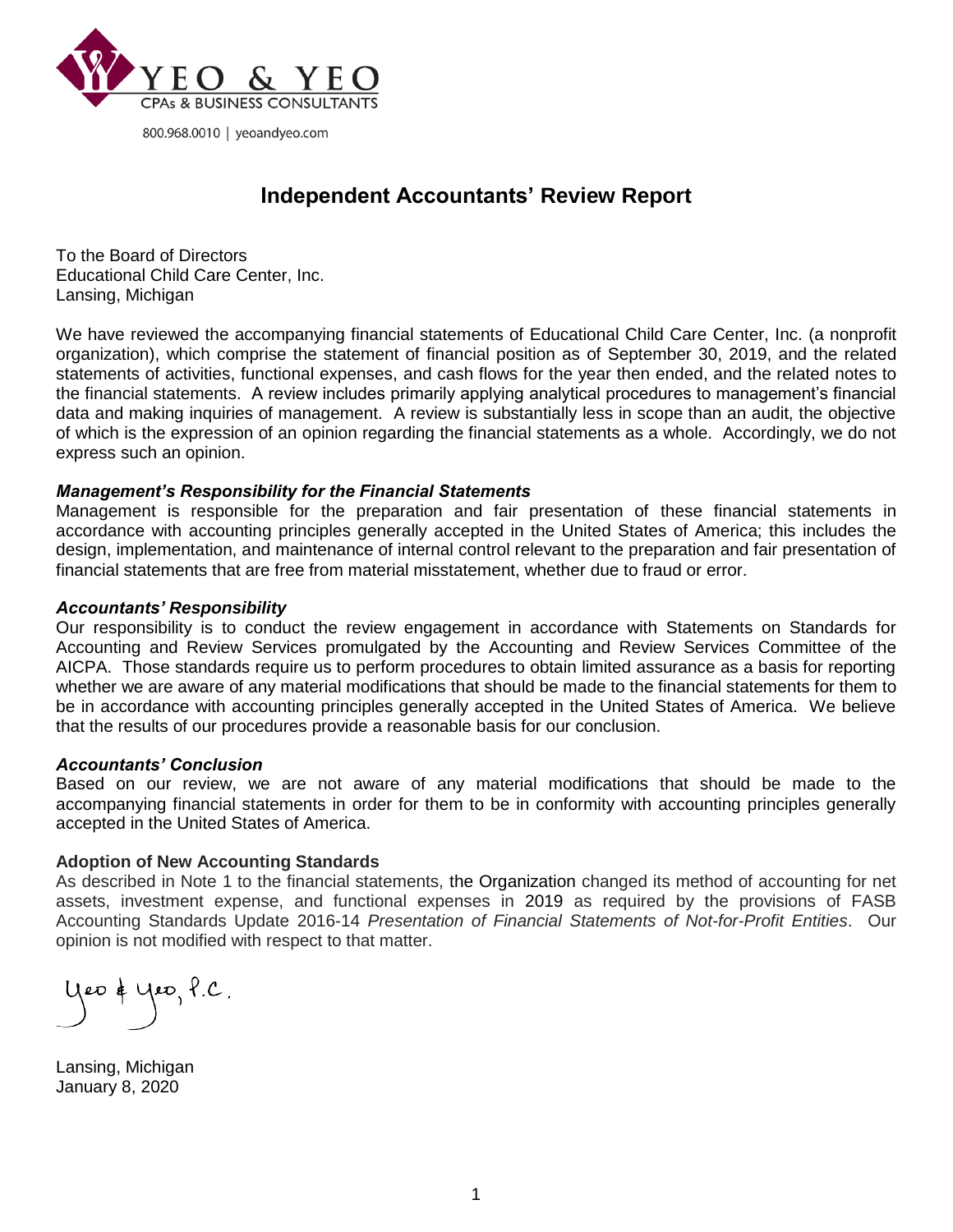YEO & YEO
CPAs & BUSINESS CONSULTANTS

800.968.0010 | yeoandyeo.com

# Independent Accountants' Review Report

To the Board of Directors
Educational Child Care Center, Inc.
Lansing, Michigan

We have reviewed the accompanying financial statements of Educational Child Care Center, Inc. (a nonprofit organization), which comprise the statement of financial position as of September 30, 2019, and the related statements of activities, functional expenses, and cash flows for the year then ended, and the related notes to the financial statements. A review includes primarily applying analytical procedures to management's financial data and making inquiries of management. A review is substantially less in scope than an audit, the objective of which is the expression of an opinion regarding the financial statements as a whole. Accordingly, we do not express such an opinion.

***Management's Responsibility for the Financial Statements***

Management is responsible for the preparation and fair presentation of these financial statements in accordance with accounting principles generally accepted in the United States of America; this includes the design, implementation, and maintenance of internal control relevant to the preparation and fair presentation of financial statements that are free from material misstatement, whether due to fraud or error.

***Accountants' Responsibility***

Our responsibility is to conduct the review engagement in accordance with Statements on Standards for Accounting and Review Services promulgated by the Accounting and Review Services Committee of the AICPA. Those standards require us to perform procedures to obtain limited assurance as a basis for reporting whether we are aware of any material modifications that should be made to the financial statements for them to be in accordance with accounting principles generally accepted in the United States of America. We believe that the results of our procedures provide a reasonable basis for our conclusion.

***Accountants' Conclusion***

Based on our review, we are not aware of any material modifications that should be made to the accompanying financial statements in order for them to be in conformity with accounting principles generally accepted in the United States of America.

**Adoption of New Accounting Standards**

As described in Note 1 to the financial statements, the Organization changed its method of accounting for net assets, investment expense, and functional expenses in 2019 as required by the provisions of FASB Accounting Standards Update 2016-14 *Presentation of Financial Statements of Not-for-Profit Entities*. Our opinion is not modified with respect to that matter.

Yeo & Yeo, P.C.

Lansing, Michigan
January 8, 2020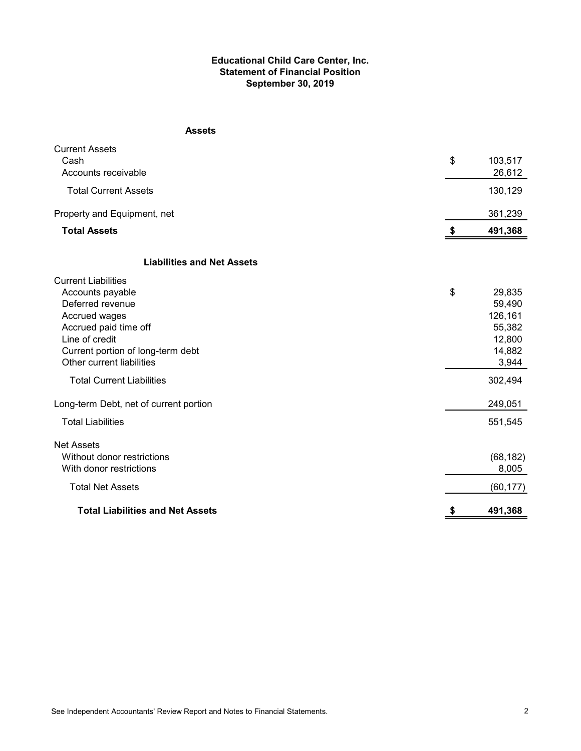**Educational Child Care Center, Inc.**
**Statement of Financial Position**
**September 30, 2019**

| **Assets** | |
|---|---|
| Current Assets | |
| Cash | $ 103,517 |
| Accounts receivable | 26,612 |
| Total Current Assets | 130,129 |
| Property and Equipment, net | 361,239 |
| **Total Assets** | **$ 491,368** |
| **Liabilities and Net Assets** | |
| Current Liabilities | |
| Accounts payable | $ 29,835 |
| Deferred revenue | 59,490 |
| Accrued wages | 126,161 |
| Accrued paid time off | 55,382 |
| Line of credit | 12,800 |
| Current portion of long-term debt | 14,882 |
| Other current liabilities | 3,944 |
| Total Current Liabilities | 302,494 |
| Long-term Debt, net of current portion | 249,051 |
| Total Liabilities | 551,545 |
| Net Assets | |
| Without donor restrictions | (68,182) |
| With donor restrictions | 8,005 |
| Total Net Assets | (60,177) |
| **Total Liabilities and Net Assets** | **$ 491,368** |

See Independent Accountants' Review Report and Notes to Financial Statements.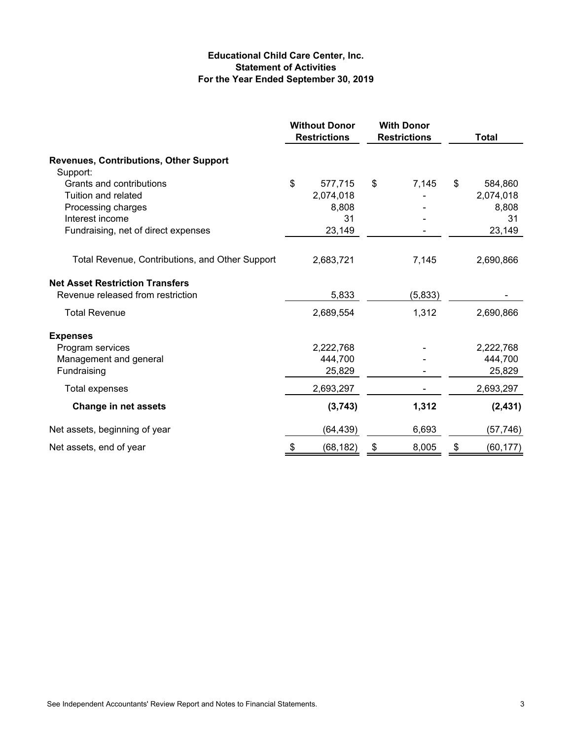**Educational Child Care Center, Inc.**
**Statement of Activities**
**For the Year Ended September 30, 2019**

| | Without Donor Restrictions | With Donor Restrictions | Total |
|---|---|---|---|
| **Revenues, Contributions, Other Support** | | | |
| Support: | | | |
| Grants and contributions | $ 577,715 | $ 7,145 | $ 584,860 |
| Tuition and related | 2,074,018 | - | 2,074,018 |
| Processing charges | 8,808 | - | 8,808 |
| Interest income | 31 | - | 31 |
| Fundraising, net of direct expenses | 23,149 | - | 23,149 |
| Total Revenue, Contributions, and Other Support | 2,683,721 | 7,145 | 2,690,866 |
| **Net Asset Restriction Transfers** | | | |
| Revenue released from restriction | 5,833 | (5,833) | - |
| Total Revenue | 2,689,554 | 1,312 | 2,690,866 |
| **Expenses** | | | |
| Program services | 2,222,768 | - | 2,222,768 |
| Management and general | 444,700 | - | 444,700 |
| Fundraising | 25,829 | - | 25,829 |
| Total expenses | 2,693,297 | - | 2,693,297 |
| **Change in net assets** | **(3,743)** | **1,312** | **(2,431)** |
| Net assets, beginning of year | (64,439) | 6,693 | (57,746) |
| Net assets, end of year | $ (68,182) | $ 8,005 | $ (60,177) |

See Independent Accountants' Review Report and Notes to Financial Statements.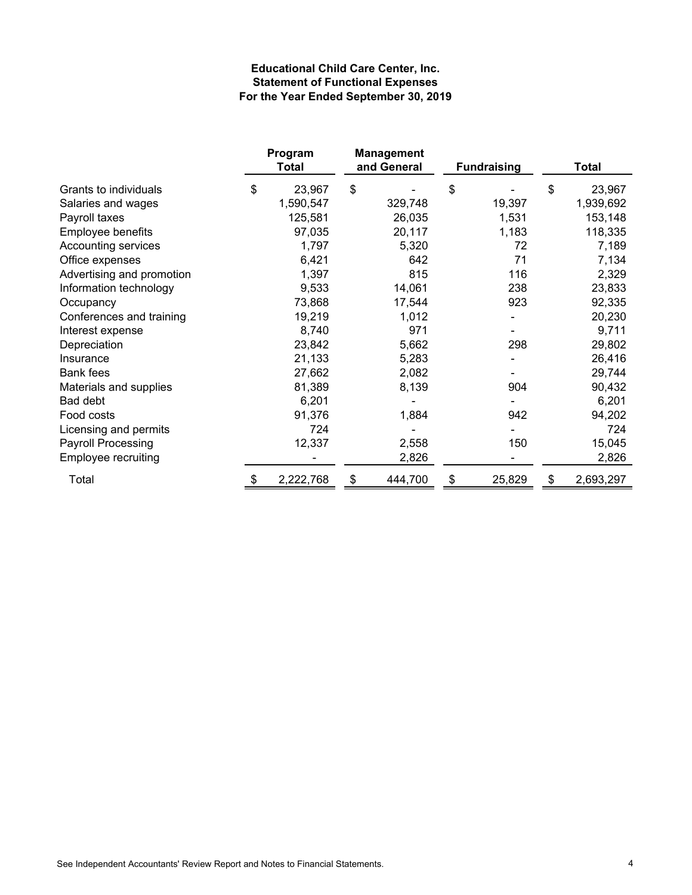**Educational Child Care Center, Inc.**
**Statement of Functional Expenses**
**For the Year Ended September 30, 2019**

| | Program Total | Management and General | Fundraising | Total |
|---|---|---|---|---|
| Grants to individuals | $ 23,967 | $ - | $ - | $ 23,967 |
| Salaries and wages | 1,590,547 | 329,748 | 19,397 | 1,939,692 |
| Payroll taxes | 125,581 | 26,035 | 1,531 | 153,148 |
| Employee benefits | 97,035 | 20,117 | 1,183 | 118,335 |
| Accounting services | 1,797 | 5,320 | 72 | 7,189 |
| Office expenses | 6,421 | 642 | 71 | 7,134 |
| Advertising and promotion | 1,397 | 815 | 116 | 2,329 |
| Information technology | 9,533 | 14,061 | 238 | 23,833 |
| Occupancy | 73,868 | 17,544 | 923 | 92,335 |
| Conferences and training | 19,219 | 1,012 | - | 20,230 |
| Interest expense | 8,740 | 971 | - | 9,711 |
| Depreciation | 23,842 | 5,662 | 298 | 29,802 |
| Insurance | 21,133 | 5,283 | - | 26,416 |
| Bank fees | 27,662 | 2,082 | - | 29,744 |
| Materials and supplies | 81,389 | 8,139 | 904 | 90,432 |
| Bad debt | 6,201 | - | - | 6,201 |
| Food costs | 91,376 | 1,884 | 942 | 94,202 |
| Licensing and permits | 724 | - | - | 724 |
| Payroll Processing | 12,337 | 2,558 | 150 | 15,045 |
| Employee recruiting | - | 2,826 | - | 2,826 |
| Total | $ 2,222,768 | $ 444,700 | $ 25,829 | $ 2,693,297 |

See Independent Accountants' Review Report and Notes to Financial Statements.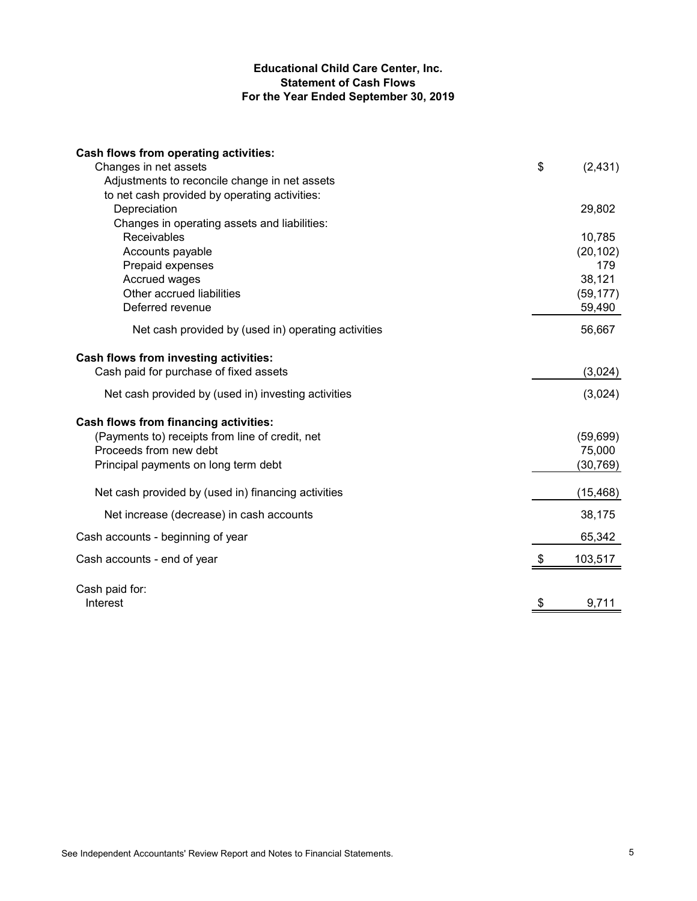# Educational Child Care Center, Inc.
## Statement of Cash Flows
### For the Year Ended September 30, 2019

| | |
|---|---|
| **Cash flows from operating activities:** | |
| Changes in net assets | $ (2,431) |
| Adjustments to reconcile change in net assets to net cash provided by operating activities: | |
| Depreciation | 29,802 |
| Changes in operating assets and liabilities: | |
| Receivables | 10,785 |
| Accounts payable | (20,102) |
| Prepaid expenses | 179 |
| Accrued wages | 38,121 |
| Other accrued liabilities | (59,177) |
| Deferred revenue | 59,490 |
| Net cash provided by (used in) operating activities | 56,667 |
| **Cash flows from investing activities:** | |
| Cash paid for purchase of fixed assets | (3,024) |
| Net cash provided by (used in) investing activities | (3,024) |
| **Cash flows from financing activities:** | |
| (Payments to) receipts from line of credit, net | (59,699) |
| Proceeds from new debt | 75,000 |
| Principal payments on long term debt | (30,769) |
| Net cash provided by (used in) financing activities | (15,468) |
| Net increase (decrease) in cash accounts | 38,175 |
| Cash accounts - beginning of year | 65,342 |
| Cash accounts - end of year | $ 103,517 |
| Cash paid for: | |
| Interest | $ 9,711 |

See Independent Accountants' Review Report and Notes to Financial Statements.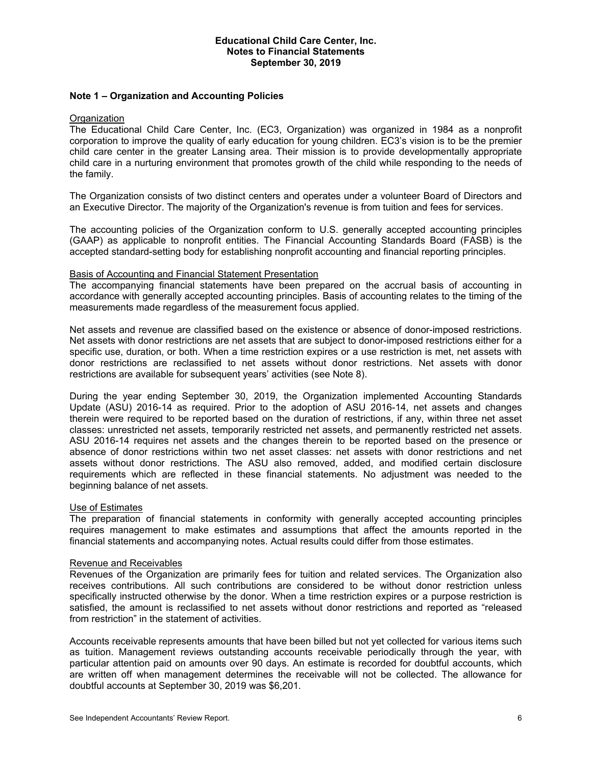**Educational Child Care Center, Inc.**
**Notes to Financial Statements**
**September 30, 2019**

## Note 1 – Organization and Accounting Policies

Organization

The Educational Child Care Center, Inc. (EC3, Organization) was organized in 1984 as a nonprofit corporation to improve the quality of early education for young children. EC3's vision is to be the premier child care center in the greater Lansing area. Their mission is to provide developmentally appropriate child care in a nurturing environment that promotes growth of the child while responding to the needs of the family.

The Organization consists of two distinct centers and operates under a volunteer Board of Directors and an Executive Director. The majority of the Organization's revenue is from tuition and fees for services.

The accounting policies of the Organization conform to U.S. generally accepted accounting principles (GAAP) as applicable to nonprofit entities. The Financial Accounting Standards Board (FASB) is the accepted standard-setting body for establishing nonprofit accounting and financial reporting principles.

Basis of Accounting and Financial Statement Presentation

The accompanying financial statements have been prepared on the accrual basis of accounting in accordance with generally accepted accounting principles. Basis of accounting relates to the timing of the measurements made regardless of the measurement focus applied.

Net assets and revenue are classified based on the existence or absence of donor-imposed restrictions. Net assets with donor restrictions are net assets that are subject to donor-imposed restrictions either for a specific use, duration, or both. When a time restriction expires or a use restriction is met, net assets with donor restrictions are reclassified to net assets without donor restrictions. Net assets with donor restrictions are available for subsequent years' activities (see Note 8).

During the year ending September 30, 2019, the Organization implemented Accounting Standards Update (ASU) 2016-14 as required. Prior to the adoption of ASU 2016-14, net assets and changes therein were required to be reported based on the duration of restrictions, if any, within three net asset classes: unrestricted net assets, temporarily restricted net assets, and permanently restricted net assets. ASU 2016-14 requires net assets and the changes therein to be reported based on the presence or absence of donor restrictions within two net asset classes: net assets with donor restrictions and net assets without donor restrictions. The ASU also removed, added, and modified certain disclosure requirements which are reflected in these financial statements. No adjustment was needed to the beginning balance of net assets.

Use of Estimates

The preparation of financial statements in conformity with generally accepted accounting principles requires management to make estimates and assumptions that affect the amounts reported in the financial statements and accompanying notes. Actual results could differ from those estimates.

Revenue and Receivables

Revenues of the Organization are primarily fees for tuition and related services. The Organization also receives contributions. All such contributions are considered to be without donor restriction unless specifically instructed otherwise by the donor. When a time restriction expires or a purpose restriction is satisfied, the amount is reclassified to net assets without donor restrictions and reported as "released from restriction" in the statement of activities.

Accounts receivable represents amounts that have been billed but not yet collected for various items such as tuition. Management reviews outstanding accounts receivable periodically through the year, with particular attention paid on amounts over 90 days. An estimate is recorded for doubtful accounts, which are written off when management determines the receivable will not be collected. The allowance for doubtful accounts at September 30, 2019 was $6,201.

See Independent Accountants' Review Report.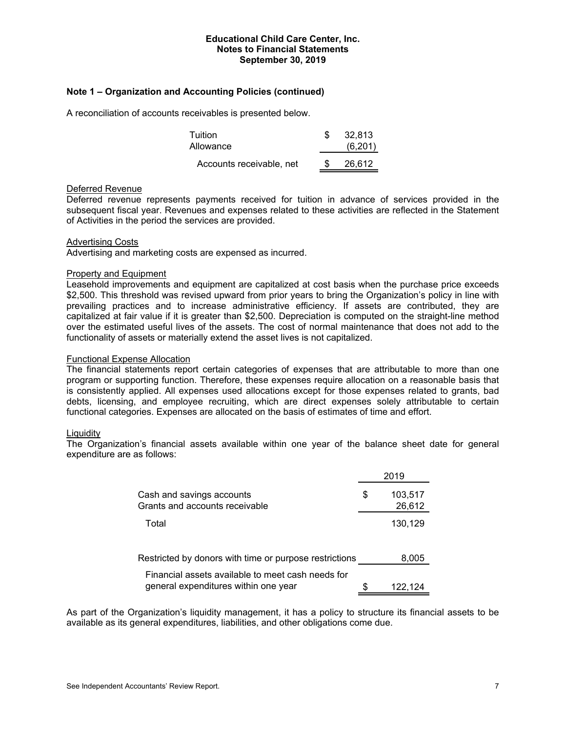### Note 1 – Organization and Accounting Policies (continued)

A reconciliation of accounts receivables is presented below.

| | |
|---|---|
| Tuition | $ 32,813 |
| Allowance | (6,201) |
| Accounts receivable, net | $ 26,612 |

Deferred Revenue

Deferred revenue represents payments received for tuition in advance of services provided in the subsequent fiscal year. Revenues and expenses related to these activities are reflected in the Statement of Activities in the period the services are provided.

Advertising Costs

Advertising and marketing costs are expensed as incurred.

Property and Equipment

Leasehold improvements and equipment are capitalized at cost basis when the purchase price exceeds $2,500. This threshold was revised upward from prior years to bring the Organization's policy in line with prevailing practices and to increase administrative efficiency. If assets are contributed, they are capitalized at fair value if it is greater than $2,500. Depreciation is computed on the straight-line method over the estimated useful lives of the assets. The cost of normal maintenance that does not add to the functionality of assets or materially extend the asset lives is not capitalized.

Functional Expense Allocation

The financial statements report certain categories of expenses that are attributable to more than one program or supporting function. Therefore, these expenses require allocation on a reasonable basis that is consistently applied. All expenses used allocations except for those expenses related to grants, bad debts, licensing, and employee recruiting, which are direct expenses solely attributable to certain functional categories. Expenses are allocated on the basis of estimates of time and effort.

Liquidity

The Organization's financial assets available within one year of the balance sheet date for general expenditure are as follows:

| | 2019 |
|---|---|
| Cash and savings accounts | $ 103,517 |
| Grants and accounts receivable | 26,612 |
| Total | 130,129 |
| Restricted by donors with time or purpose restrictions | 8,005 |
| Financial assets available to meet cash needs for general expenditures within one year | $ 122,124 |

As part of the Organization's liquidity management, it has a policy to structure its financial assets to be available as its general expenditures, liabilities, and other obligations come due.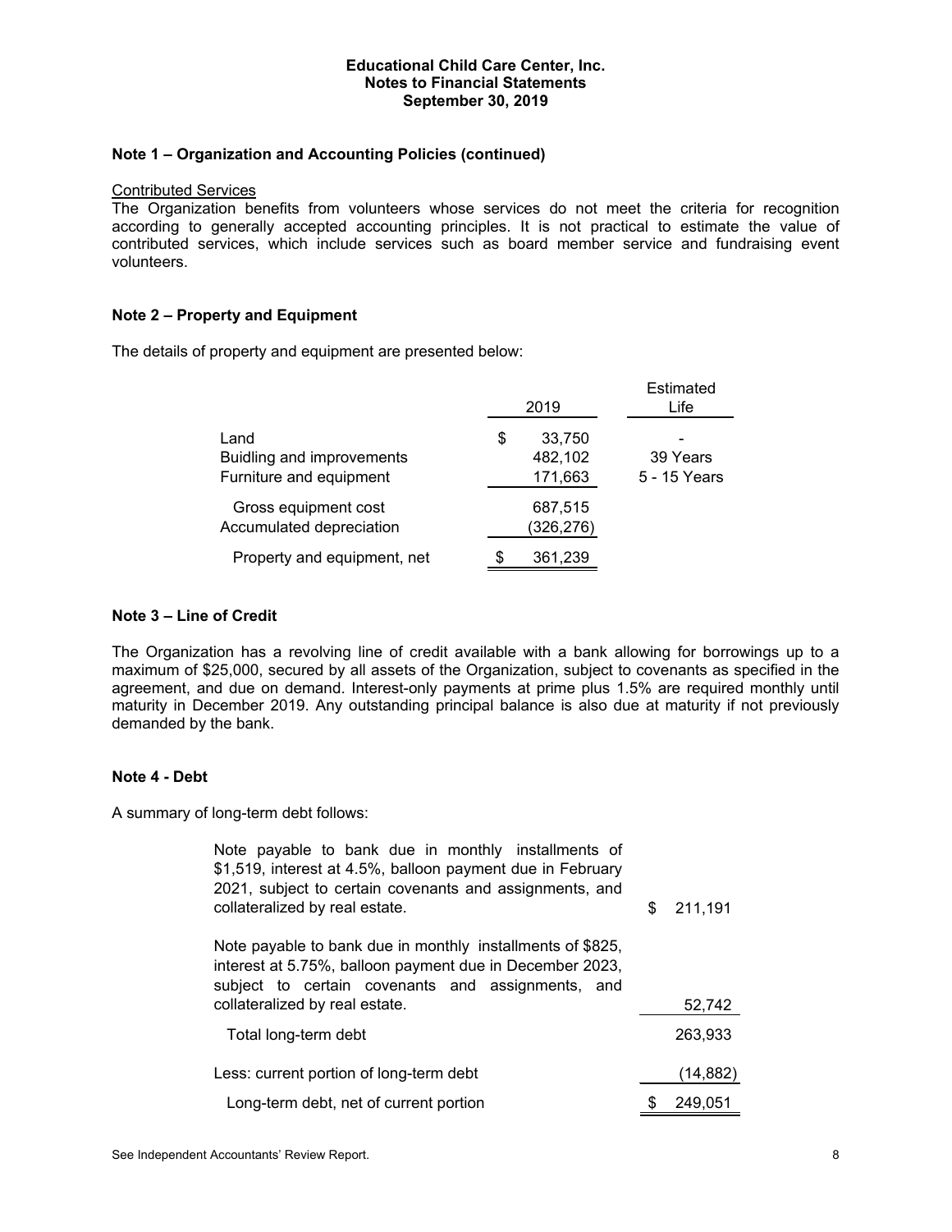**Educational Child Care Center, Inc.**
**Notes to Financial Statements**
**September 30, 2019**

## Note 1 – Organization and Accounting Policies (continued)

Contributed Services

The Organization benefits from volunteers whose services do not meet the criteria for recognition according to generally accepted accounting principles. It is not practical to estimate the value of contributed services, which include services such as board member service and fundraising event volunteers.

## Note 2 – Property and Equipment

The details of property and equipment are presented below:

| | 2019 | Estimated Life |
|---|---|---|
| Land | $ 33,750 | - |
| Buidling and improvements | 482,102 | 39 Years |
| Furniture and equipment | 171,663 | 5 - 15 Years |
| Gross equipment cost | 687,515 | |
| Accumulated depreciation | (326,276) | |
| Property and equipment, net | $ 361,239 | |

## Note 3 – Line of Credit

The Organization has a revolving line of credit available with a bank allowing for borrowings up to a maximum of $25,000, secured by all assets of the Organization, subject to covenants as specified in the agreement, and due on demand. Interest-only payments at prime plus 1.5% are required monthly until maturity in December 2019. Any outstanding principal balance is also due at maturity if not previously demanded by the bank.

## Note 4 - Debt

A summary of long-term debt follows:

| | |
|---|---|
| Note payable to bank due in monthly installments of $1,519, interest at 4.5%, balloon payment due in February 2021, subject to certain covenants and assignments, and collateralized by real estate. | $ 211,191 |
| Note payable to bank due in monthly installments of $825, interest at 5.75%, balloon payment due in December 2023, subject to certain covenants and assignments, and collateralized by real estate. | 52,742 |
| Total long-term debt | 263,933 |
| Less: current portion of long-term debt | (14,882) |
| Long-term debt, net of current portion | $ 249,051 |

See Independent Accountants' Review Report.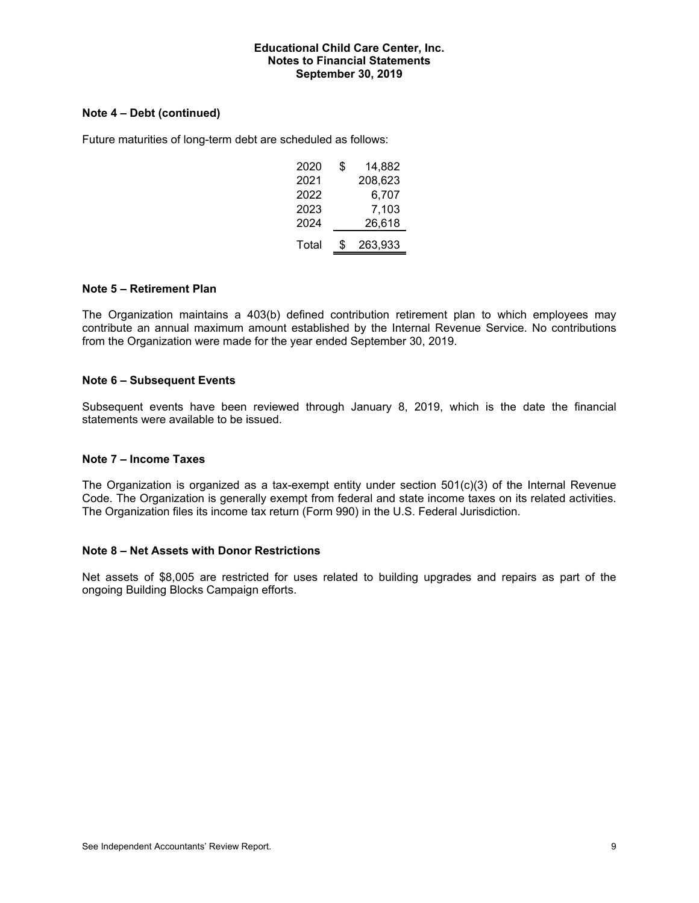## Note 4 – Debt (continued)

Future maturities of long-term debt are scheduled as follows:

| | | |
|---|---|---|
| 2020 | $ | 14,882 |
| 2021 | | 208,623 |
| 2022 | | 6,707 |
| 2023 | | 7,103 |
| 2024 | | 26,618 |
| Total | $ | 263,933 |

## Note 5 – Retirement Plan

The Organization maintains a 403(b) defined contribution retirement plan to which employees may contribute an annual maximum amount established by the Internal Revenue Service. No contributions from the Organization were made for the year ended September 30, 2019.

## Note 6 – Subsequent Events

Subsequent events have been reviewed through January 8, 2019, which is the date the financial statements were available to be issued.

## Note 7 – Income Taxes

The Organization is organized as a tax-exempt entity under section 501(c)(3) of the Internal Revenue Code. The Organization is generally exempt from federal and state income taxes on its related activities. The Organization files its income tax return (Form 990) in the U.S. Federal Jurisdiction.

## Note 8 – Net Assets with Donor Restrictions

Net assets of $8,005 are restricted for uses related to building upgrades and repairs as part of the ongoing Building Blocks Campaign efforts.

See Independent Accountants' Review Report.